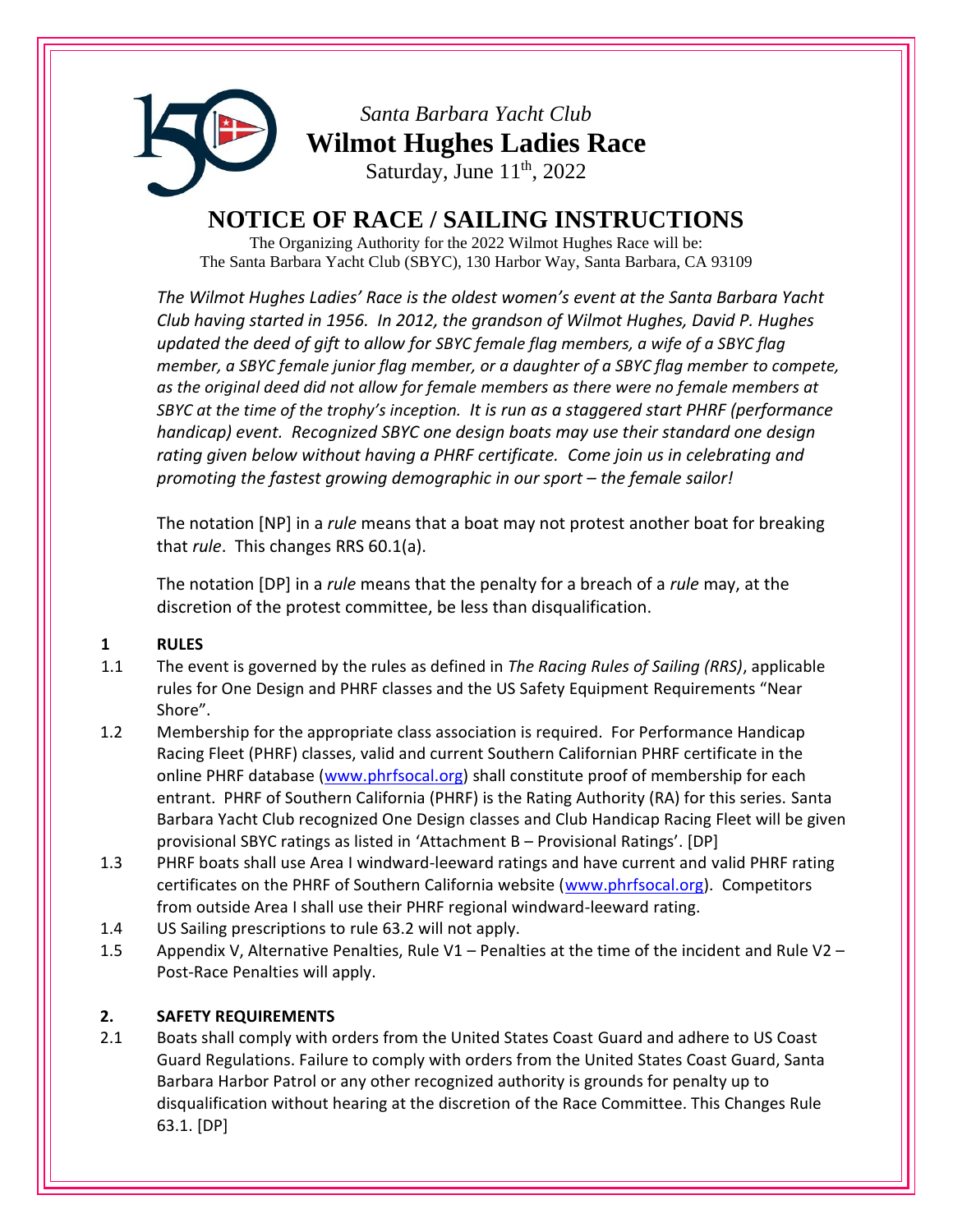*Santa Barbara Yacht Club*

**Wilmot Hughes Ladies Race**

Saturday, June 11th, 2022

# NOTICE OF RACE / SAILING INSTRUCTIONS

The Organizing Authority for the 2022 Wilmot Hughes Race will be:
The Santa Barbara Yacht Club (SBYC), 130 Harbor Way, Santa Barbara, CA 93109

*The Wilmot Hughes Ladies' Race is the oldest women's event at the Santa Barbara Yacht Club having started in 1956. In 2012, the grandson of Wilmot Hughes, David P. Hughes updated the deed of gift to allow for SBYC female flag members, a wife of a SBYC flag member, a SBYC female junior flag member, or a daughter of a SBYC flag member to compete, as the original deed did not allow for female members as there were no female members at SBYC at the time of the trophy's inception. It is run as a staggered start PHRF (performance handicap) event. Recognized SBYC one design boats may use their standard one design rating given below without having a PHRF certificate. Come join us in celebrating and promoting the fastest growing demographic in our sport – the female sailor!*

The notation [NP] in a *rule* means that a boat may not protest another boat for breaking that *rule*. This changes RRS 60.1(a).

The notation [DP] in a *rule* means that the penalty for a breach of a *rule* may, at the discretion of the protest committee, be less than disqualification.

## 1 RULES

1.1 The event is governed by the rules as defined in *The Racing Rules of Sailing (RRS)*, applicable rules for One Design and PHRF classes and the US Safety Equipment Requirements "Near Shore".

1.2 Membership for the appropriate class association is required. For Performance Handicap Racing Fleet (PHRF) classes, valid and current Southern Californian PHRF certificate in the online PHRF database (www.phrfsocal.org) shall constitute proof of membership for each entrant. PHRF of Southern California (PHRF) is the Rating Authority (RA) for this series. Santa Barbara Yacht Club recognized One Design classes and Club Handicap Racing Fleet will be given provisional SBYC ratings as listed in 'Attachment B – Provisional Ratings'. [DP]

1.3 PHRF boats shall use Area I windward-leeward ratings and have current and valid PHRF rating certificates on the PHRF of Southern California website (www.phrfsocal.org). Competitors from outside Area I shall use their PHRF regional windward-leeward rating.

1.4 US Sailing prescriptions to rule 63.2 will not apply.

1.5 Appendix V, Alternative Penalties, Rule V1 – Penalties at the time of the incident and Rule V2 – Post-Race Penalties will apply.

## 2. SAFETY REQUIREMENTS

2.1 Boats shall comply with orders from the United States Coast Guard and adhere to US Coast Guard Regulations. Failure to comply with orders from the United States Coast Guard, Santa Barbara Harbor Patrol or any other recognized authority is grounds for penalty up to disqualification without hearing at the discretion of the Race Committee. This Changes Rule 63.1. [DP]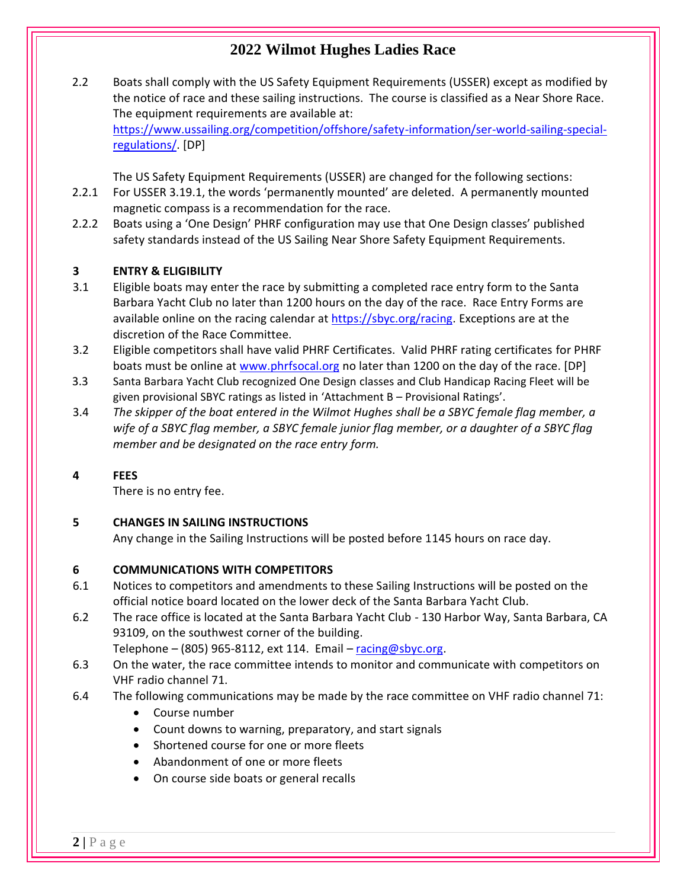2.2 Boats shall comply with the US Safety Equipment Requirements (USSER) except as modified by the notice of race and these sailing instructions. The course is classified as a Near Shore Race. The equipment requirements are available at: https://www.ussailing.org/competition/offshore/safety-information/ser-world-sailing-special-regulations/. [DP]

The US Safety Equipment Requirements (USSER) are changed for the following sections:

2.2.1 For USSER 3.19.1, the words 'permanently mounted' are deleted. A permanently mounted magnetic compass is a recommendation for the race.

2.2.2 Boats using a 'One Design' PHRF configuration may use that One Design classes' published safety standards instead of the US Sailing Near Shore Safety Equipment Requirements.

## 3 ENTRY & ELIGIBILITY

3.1 Eligible boats may enter the race by submitting a completed race entry form to the Santa Barbara Yacht Club no later than 1200 hours on the day of the race. Race Entry Forms are available online on the racing calendar at https://sbyc.org/racing. Exceptions are at the discretion of the Race Committee.

3.2 Eligible competitors shall have valid PHRF Certificates. Valid PHRF rating certificates for PHRF boats must be online at www.phrfsocal.org no later than 1200 on the day of the race. [DP]

3.3 Santa Barbara Yacht Club recognized One Design classes and Club Handicap Racing Fleet will be given provisional SBYC ratings as listed in 'Attachment B – Provisional Ratings'.

3.4 *The skipper of the boat entered in the Wilmot Hughes shall be a SBYC female flag member, a wife of a SBYC flag member, a SBYC female junior flag member, or a daughter of a SBYC flag member and be designated on the race entry form.*

## 4 FEES

There is no entry fee.

## 5 CHANGES IN SAILING INSTRUCTIONS

Any change in the Sailing Instructions will be posted before 1145 hours on race day.

## 6 COMMUNICATIONS WITH COMPETITORS

6.1 Notices to competitors and amendments to these Sailing Instructions will be posted on the official notice board located on the lower deck of the Santa Barbara Yacht Club.

6.2 The race office is located at the Santa Barbara Yacht Club - 130 Harbor Way, Santa Barbara, CA 93109, on the southwest corner of the building.
Telephone – (805) 965-8112, ext 114. Email – racing@sbyc.org.

6.3 On the water, the race committee intends to monitor and communicate with competitors on VHF radio channel 71.

6.4 The following communications may be made by the race committee on VHF radio channel 71:

- Course number
- Count downs to warning, preparatory, and start signals
- Shortened course for one or more fleets
- Abandonment of one or more fleets
- On course side boats or general recalls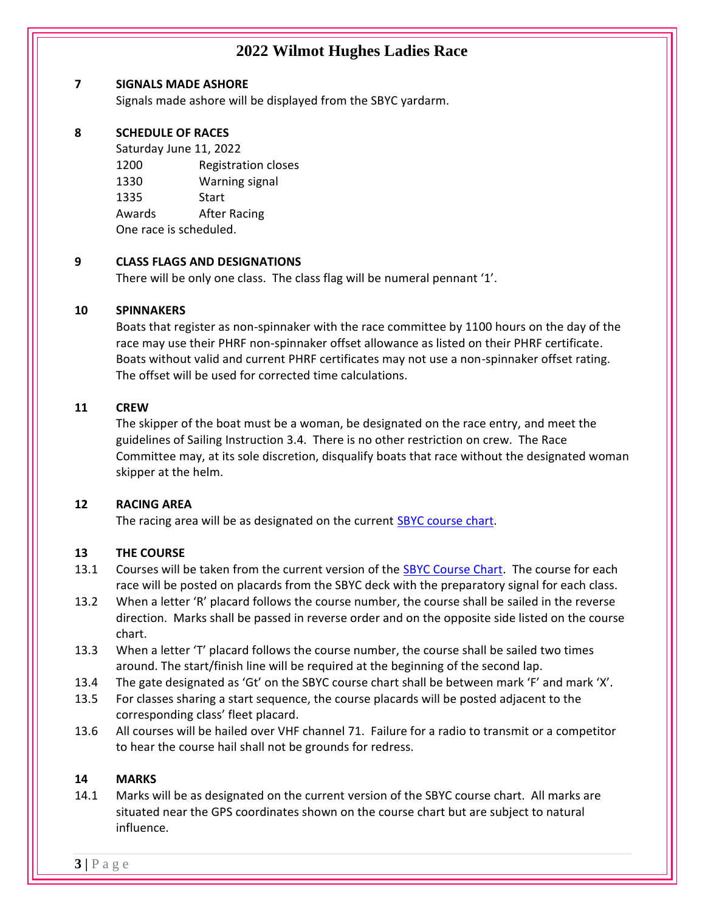## 7 SIGNALS MADE ASHORE

Signals made ashore will be displayed from the SBYC yardarm.

## 8 SCHEDULE OF RACES

Saturday June 11, 2022

| | |
|---|---|
| 1200 | Registration closes |
| 1330 | Warning signal |
| 1335 | Start |
| Awards | After Racing |

One race is scheduled.

## 9 CLASS FLAGS AND DESIGNATIONS

There will be only one class. The class flag will be numeral pennant '1'.

## 10 SPINNAKERS

Boats that register as non-spinnaker with the race committee by 1100 hours on the day of the race may use their PHRF non-spinnaker offset allowance as listed on their PHRF certificate. Boats without valid and current PHRF certificates may not use a non-spinnaker offset rating. The offset will be used for corrected time calculations.

## 11 CREW

The skipper of the boat must be a woman, be designated on the race entry, and meet the guidelines of Sailing Instruction 3.4. There is no other restriction on crew. The Race Committee may, at its sole discretion, disqualify boats that race without the designated woman skipper at the helm.

## 12 RACING AREA

The racing area will be as designated on the current SBYC course chart.

## 13 THE COURSE

13.1 Courses will be taken from the current version of the SBYC Course Chart. The course for each race will be posted on placards from the SBYC deck with the preparatory signal for each class.

13.2 When a letter 'R' placard follows the course number, the course shall be sailed in the reverse direction. Marks shall be passed in reverse order and on the opposite side listed on the course chart.

13.3 When a letter 'T' placard follows the course number, the course shall be sailed two times around. The start/finish line will be required at the beginning of the second lap.

13.4 The gate designated as 'Gt' on the SBYC course chart shall be between mark 'F' and mark 'X'.

13.5 For classes sharing a start sequence, the course placards will be posted adjacent to the corresponding class' fleet placard.

13.6 All courses will be hailed over VHF channel 71. Failure for a radio to transmit or a competitor to hear the course hail shall not be grounds for redress.

## 14 MARKS

14.1 Marks will be as designated on the current version of the SBYC course chart. All marks are situated near the GPS coordinates shown on the course chart but are subject to natural influence.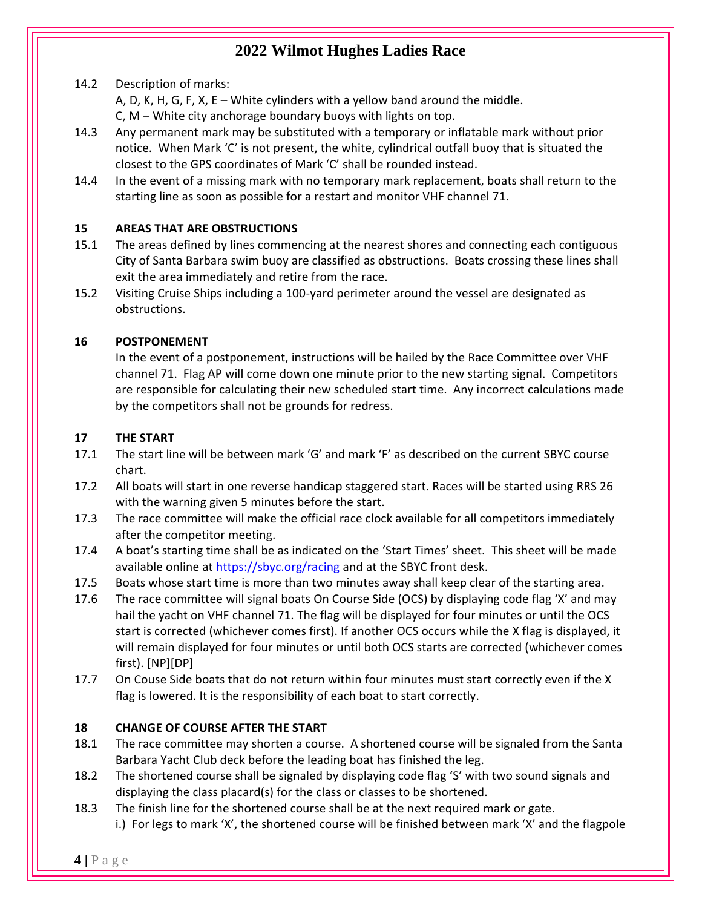14.2 Description of marks:
A, D, K, H, G, F, X, E – White cylinders with a yellow band around the middle.
C, M – White city anchorage boundary buoys with lights on top.

14.3 Any permanent mark may be substituted with a temporary or inflatable mark without prior notice. When Mark 'C' is not present, the white, cylindrical outfall buoy that is situated the closest to the GPS coordinates of Mark 'C' shall be rounded instead.

14.4 In the event of a missing mark with no temporary mark replacement, boats shall return to the starting line as soon as possible for a restart and monitor VHF channel 71.

## 15 AREAS THAT ARE OBSTRUCTIONS

15.1 The areas defined by lines commencing at the nearest shores and connecting each contiguous City of Santa Barbara swim buoy are classified as obstructions. Boats crossing these lines shall exit the area immediately and retire from the race.

15.2 Visiting Cruise Ships including a 100-yard perimeter around the vessel are designated as obstructions.

## 16 POSTPONEMENT

In the event of a postponement, instructions will be hailed by the Race Committee over VHF channel 71. Flag AP will come down one minute prior to the new starting signal. Competitors are responsible for calculating their new scheduled start time. Any incorrect calculations made by the competitors shall not be grounds for redress.

## 17 THE START

17.1 The start line will be between mark 'G' and mark 'F' as described on the current SBYC course chart.

17.2 All boats will start in one reverse handicap staggered start. Races will be started using RRS 26 with the warning given 5 minutes before the start.

17.3 The race committee will make the official race clock available for all competitors immediately after the competitor meeting.

17.4 A boat's starting time shall be as indicated on the 'Start Times' sheet. This sheet will be made available online at https://sbyc.org/racing and at the SBYC front desk.

17.5 Boats whose start time is more than two minutes away shall keep clear of the starting area.

17.6 The race committee will signal boats On Course Side (OCS) by displaying code flag 'X' and may hail the yacht on VHF channel 71. The flag will be displayed for four minutes or until the OCS start is corrected (whichever comes first). If another OCS occurs while the X flag is displayed, it will remain displayed for four minutes or until both OCS starts are corrected (whichever comes first). [NP][DP]

17.7 On Couse Side boats that do not return within four minutes must start correctly even if the X flag is lowered. It is the responsibility of each boat to start correctly.

## 18 CHANGE OF COURSE AFTER THE START

18.1 The race committee may shorten a course. A shortened course will be signaled from the Santa Barbara Yacht Club deck before the leading boat has finished the leg.

18.2 The shortened course shall be signaled by displaying code flag 'S' with two sound signals and displaying the class placard(s) for the class or classes to be shortened.

18.3 The finish line for the shortened course shall be at the next required mark or gate.
i.) For legs to mark 'X', the shortened course will be finished between mark 'X' and the flagpole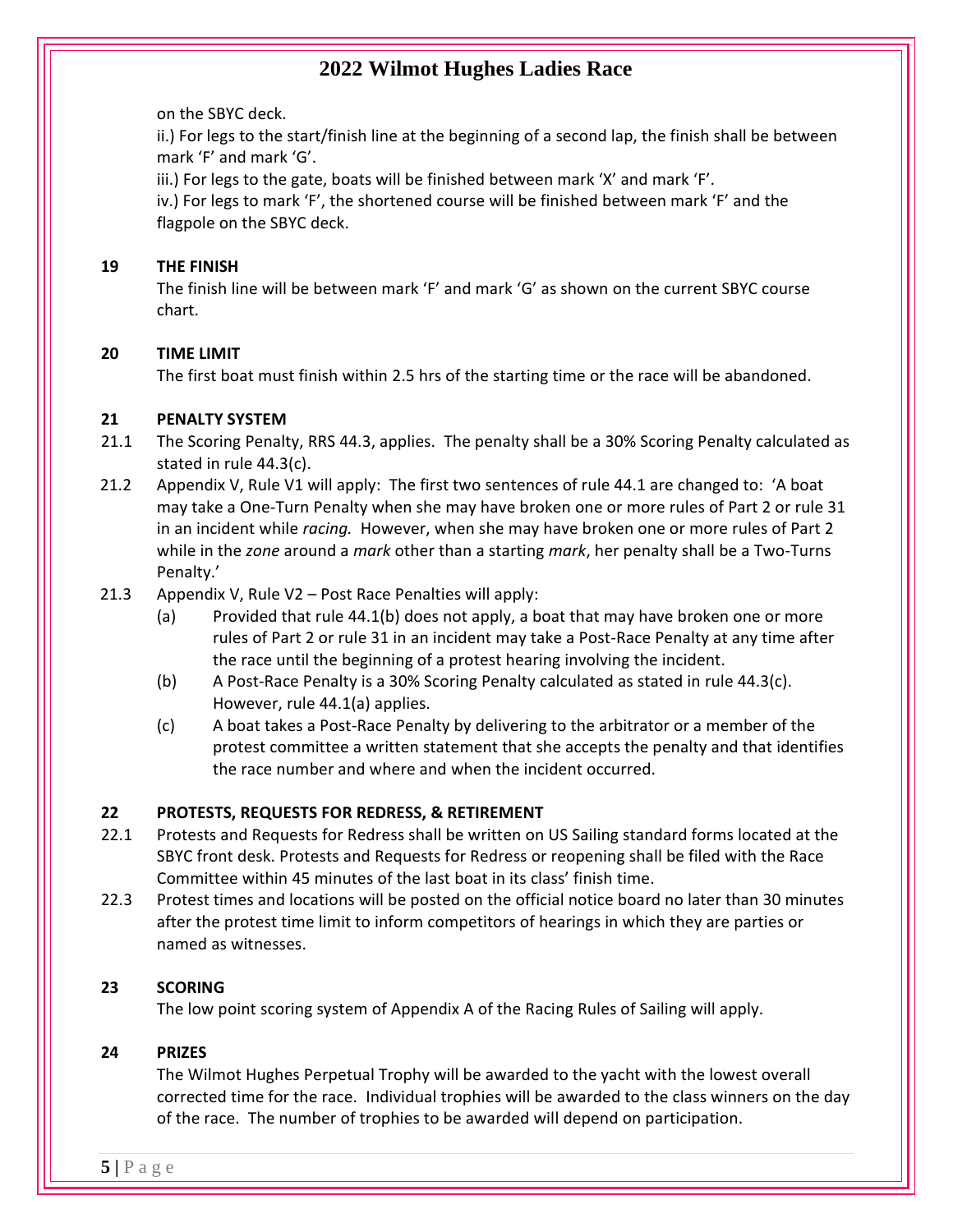on the SBYC deck.

ii.) For legs to the start/finish line at the beginning of a second lap, the finish shall be between mark 'F' and mark 'G'.

iii.) For legs to the gate, boats will be finished between mark 'X' and mark 'F'.

iv.) For legs to mark 'F', the shortened course will be finished between mark 'F' and the flagpole on the SBYC deck.

**19 THE FINISH**

The finish line will be between mark 'F' and mark 'G' as shown on the current SBYC course chart.

**20 TIME LIMIT**

The first boat must finish within 2.5 hrs of the starting time or the race will be abandoned.

**21 PENALTY SYSTEM**

21.1 The Scoring Penalty, RRS 44.3, applies. The penalty shall be a 30% Scoring Penalty calculated as stated in rule 44.3(c).

21.2 Appendix V, Rule V1 will apply: The first two sentences of rule 44.1 are changed to: 'A boat may take a One-Turn Penalty when she may have broken one or more rules of Part 2 or rule 31 in an incident while *racing.* However, when she may have broken one or more rules of Part 2 while in the *zone* around a *mark* other than a starting *mark*, her penalty shall be a Two-Turns Penalty.'

21.3 Appendix V, Rule V2 – Post Race Penalties will apply:

(a) Provided that rule 44.1(b) does not apply, a boat that may have broken one or more rules of Part 2 or rule 31 in an incident may take a Post-Race Penalty at any time after the race until the beginning of a protest hearing involving the incident.

(b) A Post-Race Penalty is a 30% Scoring Penalty calculated as stated in rule 44.3(c). However, rule 44.1(a) applies.

(c) A boat takes a Post-Race Penalty by delivering to the arbitrator or a member of the protest committee a written statement that she accepts the penalty and that identifies the race number and where and when the incident occurred.

**22 PROTESTS, REQUESTS FOR REDRESS, & RETIREMENT**

22.1 Protests and Requests for Redress shall be written on US Sailing standard forms located at the SBYC front desk. Protests and Requests for Redress or reopening shall be filed with the Race Committee within 45 minutes of the last boat in its class' finish time.

22.3 Protest times and locations will be posted on the official notice board no later than 30 minutes after the protest time limit to inform competitors of hearings in which they are parties or named as witnesses.

**23 SCORING**

The low point scoring system of Appendix A of the Racing Rules of Sailing will apply.

**24 PRIZES**

The Wilmot Hughes Perpetual Trophy will be awarded to the yacht with the lowest overall corrected time for the race. Individual trophies will be awarded to the class winners on the day of the race. The number of trophies to be awarded will depend on participation.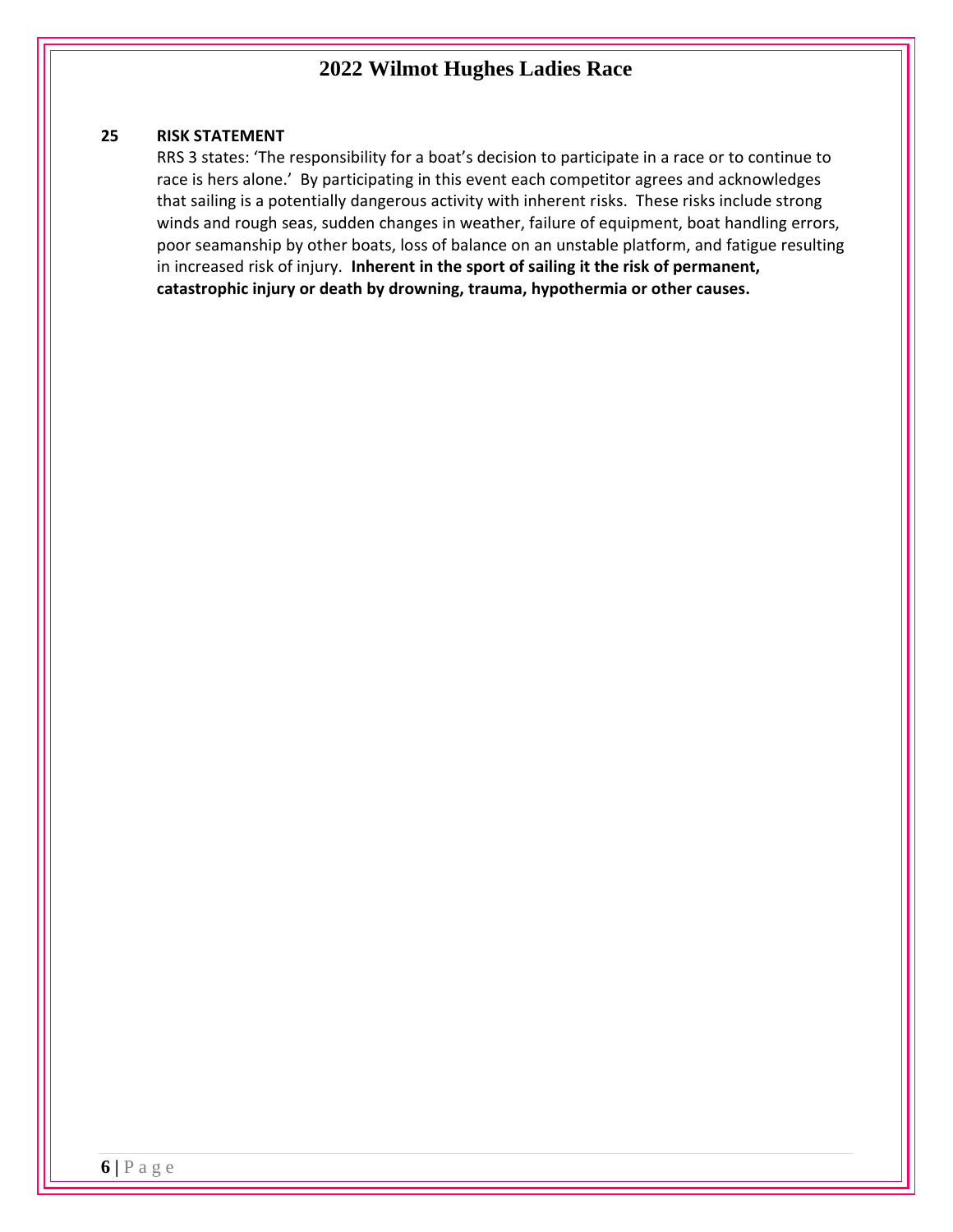## 25 RISK STATEMENT

RRS 3 states: 'The responsibility for a boat's decision to participate in a race or to continue to race is hers alone.' By participating in this event each competitor agrees and acknowledges that sailing is a potentially dangerous activity with inherent risks. These risks include strong winds and rough seas, sudden changes in weather, failure of equipment, boat handling errors, poor seamanship by other boats, loss of balance on an unstable platform, and fatigue resulting in increased risk of injury. **Inherent in the sport of sailing it the risk of permanent, catastrophic injury or death by drowning, trauma, hypothermia or other causes.**